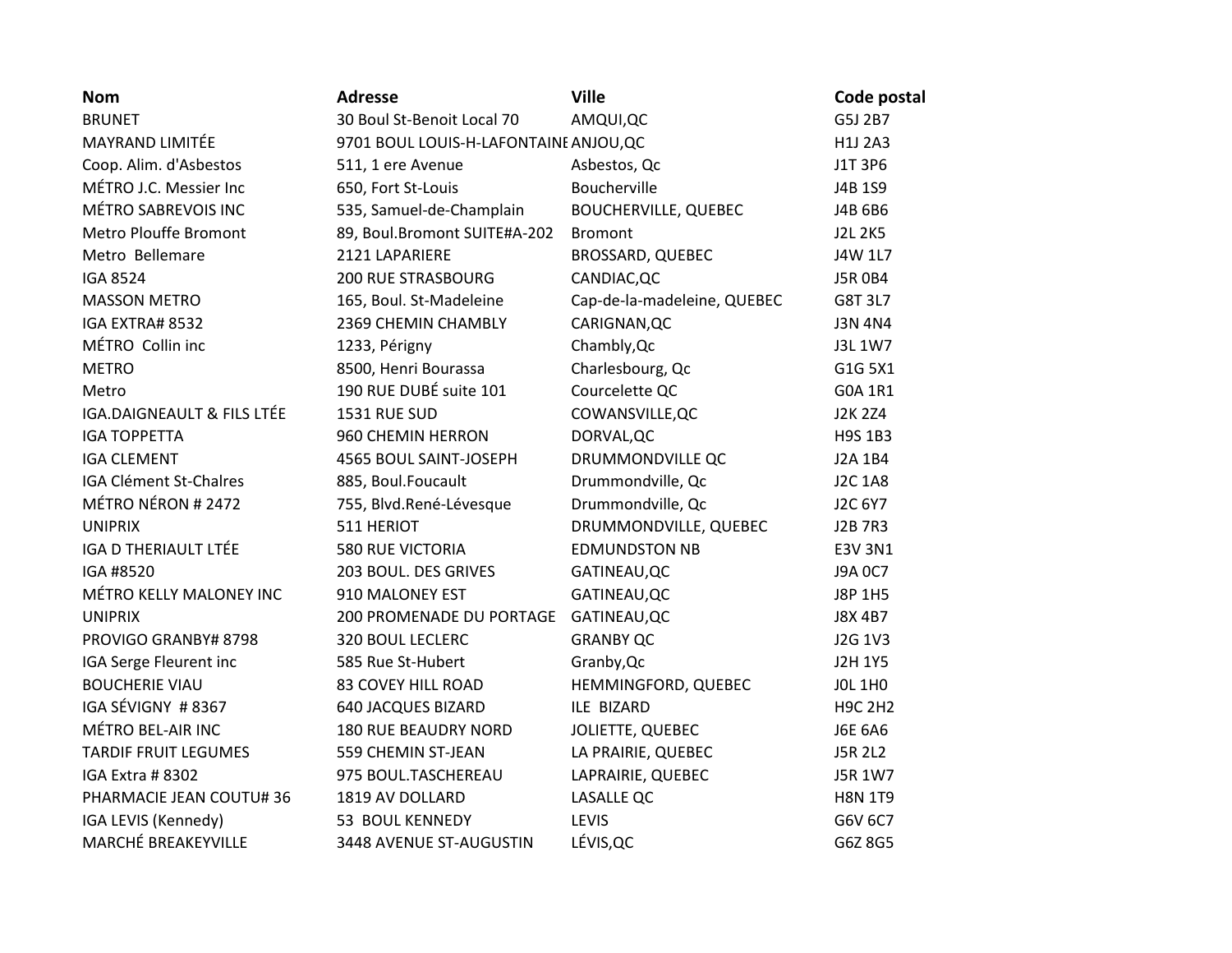| Nom | Adresse | Ville | Code postal |
|---|---|---|---|
| BRUNET | 30 Boul St-Benoit Local 70 | AMQUI,QC | G5J 2B7 |
| MAYRAND LIMITÉE | 9701 BOUL LOUIS-H-LAFONTAINE | ANJOU,QC | H1J 2A3 |
| Coop. Alim. d'Asbestos | 511, 1 ere Avenue | Asbestos, Qc | J1T 3P6 |
| MÉTRO J.C. Messier Inc | 650, Fort St-Louis | Boucherville | J4B 1S9 |
| MÉTRO SABREVOIS INC | 535, Samuel-de-Champlain | BOUCHERVILLE, QUEBEC | J4B 6B6 |
| Metro Plouffe Bromont | 89, Boul.Bromont SUITE#A-202 | Bromont | J2L 2K5 |
| Metro Bellemare | 2121 LAPARIERE | BROSSARD, QUEBEC | J4W 1L7 |
| IGA 8524 | 200 RUE STRASBOURG | CANDIAC,QC | J5R 0B4 |
| MASSON METRO | 165, Boul. St-Madeleine | Cap-de-la-madeleine, QUEBEC | G8T 3L7 |
| IGA EXTRA# 8532 | 2369 CHEMIN CHAMBLY | CARIGNAN,QC | J3N 4N4 |
| MÉTRO Collin inc | 1233, Périgny | Chambly,Qc | J3L 1W7 |
| METRO | 8500, Henri Bourassa | Charlesbourg, Qc | G1G 5X1 |
| Metro | 190 RUE DUBÉ suite 101 | Courcelette QC | G0A 1R1 |
| IGA.DAIGNEAULT & FILS LTÉE | 1531 RUE SUD | COWANSVILLE,QC | J2K 2Z4 |
| IGA TOPPETTA | 960 CHEMIN HERRON | DORVAL,QC | H9S 1B3 |
| IGA CLEMENT | 4565 BOUL SAINT-JOSEPH | DRUMMONDVILLE QC | J2A 1B4 |
| IGA Clément St-Chalres | 885, Boul.Foucault | Drummondville, Qc | J2C 1A8 |
| MÉTRO NÉRON # 2472 | 755, Blvd.René-Lévesque | Drummondville, Qc | J2C 6Y7 |
| UNIPRIX | 511 HERIOT | DRUMMONDVILLE, QUEBEC | J2B 7R3 |
| IGA D THERIAULT LTÉE | 580 RUE VICTORIA | EDMUNDSTON NB | E3V 3N1 |
| IGA #8520 | 203 BOUL. DES GRIVES | GATINEAU,QC | J9A 0C7 |
| MÉTRO KELLY MALONEY INC | 910 MALONEY EST | GATINEAU,QC | J8P 1H5 |
| UNIPRIX | 200 PROMENADE DU PORTAGE | GATINEAU,QC | J8X 4B7 |
| PROVIGO GRANBY# 8798 | 320 BOUL LECLERC | GRANBY QC | J2G 1V3 |
| IGA Serge Fleurent inc | 585 Rue St-Hubert | Granby,Qc | J2H 1Y5 |
| BOUCHERIE VIAU | 83 COVEY HILL ROAD | HEMMINGFORD, QUEBEC | J0L 1H0 |
| IGA SÉVIGNY # 8367 | 640 JACQUES BIZARD | ILE BIZARD | H9C 2H2 |
| MÉTRO BEL-AIR INC | 180 RUE BEAUDRY NORD | JOLIETTE, QUEBEC | J6E 6A6 |
| TARDIF FRUIT LEGUMES | 559 CHEMIN ST-JEAN | LA PRAIRIE, QUEBEC | J5R 2L2 |
| IGA Extra # 8302 | 975 BOUL.TASCHEREAU | LAPRAIRIE, QUEBEC | J5R 1W7 |
| PHARMACIE JEAN COUTU# 36 | 1819 AV DOLLARD | LASALLE QC | H8N 1T9 |
| IGA LEVIS (Kennedy) | 53 BOUL KENNEDY | LEVIS | G6V 6C7 |
| MARCHÉ BREAKEYVILLE | 3448 AVENUE ST-AUGUSTIN | LÉVIS,QC | G6Z 8G5 |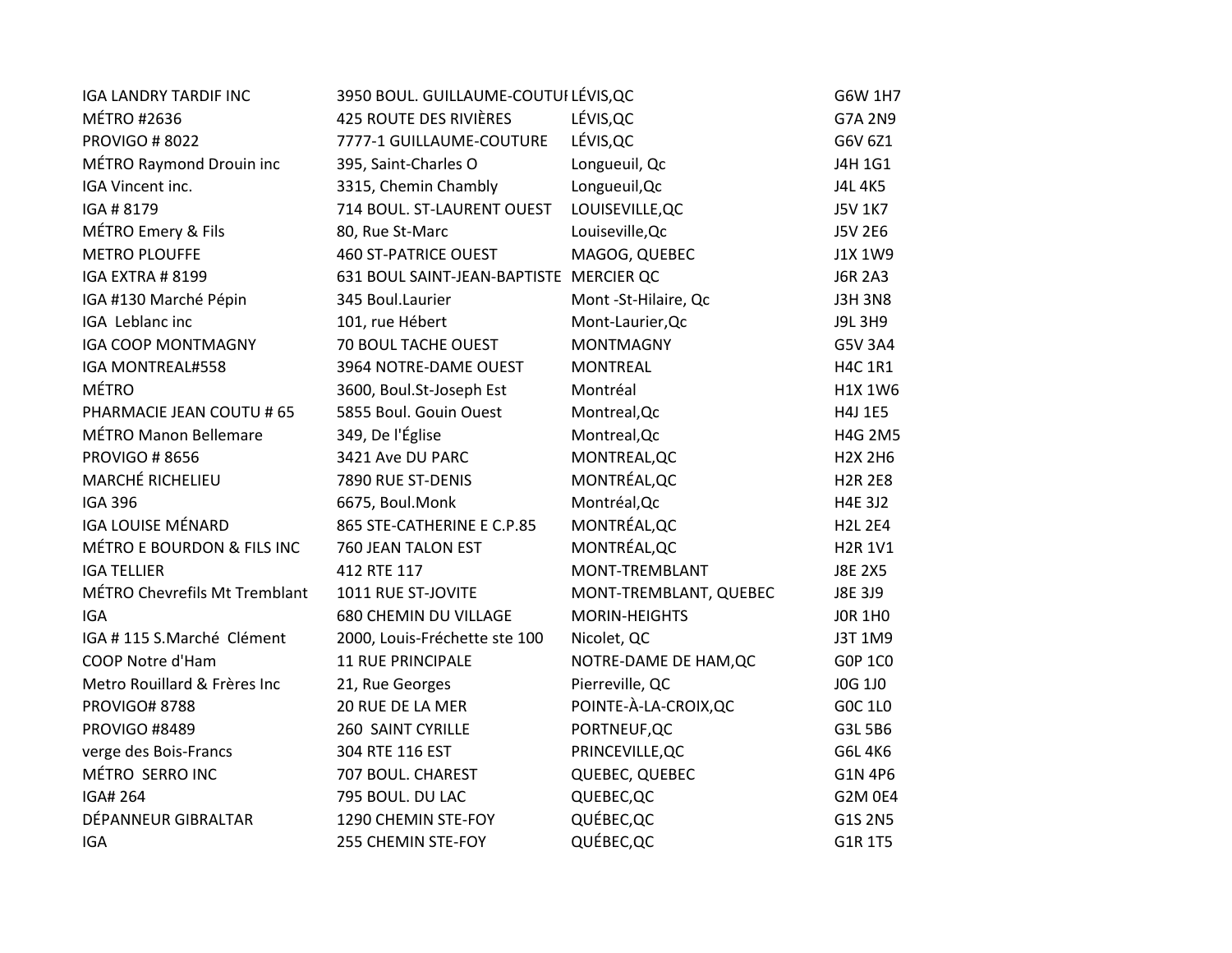| | | | |
|---|---|---|---|
| IGA LANDRY TARDIF INC | 3950 BOUL. GUILLAUME-COUTUI | LÉVIS,QC | G6W 1H7 |
| MÉTRO #2636 | 425 ROUTE DES RIVIÈRES | LÉVIS,QC | G7A 2N9 |
| PROVIGO # 8022 | 7777-1 GUILLAUME-COUTURE | LÉVIS,QC | G6V 6Z1 |
| MÉTRO Raymond Drouin inc | 395, Saint-Charles O | Longueuil, Qc | J4H 1G1 |
| IGA Vincent inc. | 3315, Chemin Chambly | Longueuil,Qc | J4L 4K5 |
| IGA # 8179 | 714 BOUL. ST-LAURENT OUEST | LOUISEVILLE,QC | J5V 1K7 |
| MÉTRO Emery & Fils | 80, Rue St-Marc | Louiseville,Qc | J5V 2E6 |
| METRO PLOUFFE | 460 ST-PATRICE OUEST | MAGOG, QUEBEC | J1X 1W9 |
| IGA EXTRA # 8199 | 631 BOUL SAINT-JEAN-BAPTISTE | MERCIER QC | J6R 2A3 |
| IGA #130 Marché Pépin | 345 Boul.Laurier | Mont -St-Hilaire, Qc | J3H 3N8 |
| IGA Leblanc inc | 101, rue Hébert | Mont-Laurier,Qc | J9L 3H9 |
| IGA COOP MONTMAGNY | 70 BOUL TACHE OUEST | MONTMAGNY | G5V 3A4 |
| IGA MONTREAL#558 | 3964 NOTRE-DAME OUEST | MONTREAL | H4C 1R1 |
| MÉTRO | 3600, Boul.St-Joseph Est | Montréal | H1X 1W6 |
| PHARMACIE JEAN COUTU # 65 | 5855 Boul. Gouin Ouest | Montreal,Qc | H4J 1E5 |
| MÉTRO Manon Bellemare | 349, De l'Église | Montreal,Qc | H4G 2M5 |
| PROVIGO # 8656 | 3421 Ave DU PARC | MONTREAL,QC | H2X 2H6 |
| MARCHÉ RICHELIEU | 7890 RUE ST-DENIS | MONTRÉAL,QC | H2R 2E8 |
| IGA 396 | 6675, Boul.Monk | Montréal,Qc | H4E 3J2 |
| IGA LOUISE MÉNARD | 865 STE-CATHERINE E C.P.85 | MONTRÉAL,QC | H2L 2E4 |
| MÉTRO E BOURDON & FILS INC | 760 JEAN TALON EST | MONTRÉAL,QC | H2R 1V1 |
| IGA TELLIER | 412 RTE 117 | MONT-TREMBLANT | J8E 2X5 |
| MÉTRO Chevrefils Mt Tremblant | 1011 RUE ST-JOVITE | MONT-TREMBLANT, QUEBEC | J8E 3J9 |
| IGA | 680 CHEMIN DU VILLAGE | MORIN-HEIGHTS | J0R 1H0 |
| IGA # 115 S.Marché Clément | 2000, Louis-Fréchette ste 100 | Nicolet, QC | J3T 1M9 |
| COOP Notre d'Ham | 11 RUE PRINCIPALE | NOTRE-DAME DE HAM,QC | G0P 1C0 |
| Metro Rouillard & Frères Inc | 21, Rue Georges | Pierreville, QC | J0G 1J0 |
| PROVIGO# 8788 | 20 RUE DE LA MER | POINTE-À-LA-CROIX,QC | G0C 1L0 |
| PROVIGO #8489 | 260 SAINT CYRILLE | PORTNEUF,QC | G3L 5B6 |
| verge des Bois-Francs | 304 RTE 116 EST | PRINCEVILLE,QC | G6L 4K6 |
| MÉTRO SERRO INC | 707 BOUL. CHAREST | QUEBEC, QUEBEC | G1N 4P6 |
| IGA# 264 | 795 BOUL. DU LAC | QUEBEC,QC | G2M 0E4 |
| DÉPANNEUR GIBRALTAR | 1290 CHEMIN STE-FOY | QUÉBEC,QC | G1S 2N5 |
| IGA | 255 CHEMIN STE-FOY | QUÉBEC,QC | G1R 1T5 |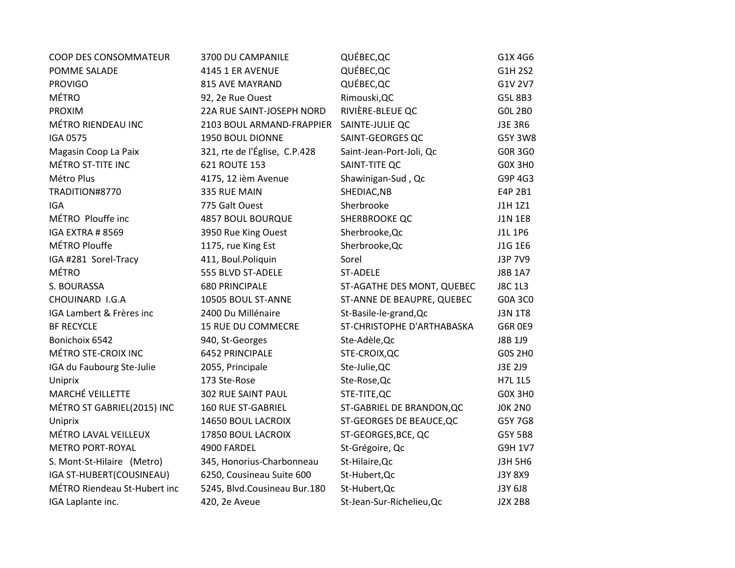| | | | |
|---|---|---|---|
| COOP DES CONSOMMATEUR | 3700 DU CAMPANILE | QUÉBEC,QC | G1X 4G6 |
| POMME SALADE | 4145 1 ER AVENUE | QUÉBEC,QC | G1H 2S2 |
| PROVIGO | 815 AVE MAYRAND | QUÉBEC,QC | G1V 2V7 |
| MÉTRO | 92, 2e Rue Ouest | Rimouski,QC | G5L 8B3 |
| PROXIM | 22A RUE SAINT-JOSEPH NORD | RIVIÈRE-BLEUE QC | G0L 2B0 |
| MÉTRO RIENDEAU INC | 2103 BOUL ARMAND-FRAPPIER | SAINTE-JULIE QC | J3E 3R6 |
| IGA 0575 | 1950 BOUL DIONNE | SAINT-GEORGES QC | G5Y 3W8 |
| Magasin Coop La Paix | 321, rte de l'Église, C.P.428 | Saint-Jean-Port-Joli, Qc | G0R 3G0 |
| MÉTRO ST-TITE INC | 621 ROUTE 153 | SAINT-TITE QC | G0X 3H0 |
| Métro Plus | 4175, 12 ièm Avenue | Shawinigan-Sud , Qc | G9P 4G3 |
| TRADITION#8770 | 335 RUE MAIN | SHEDIAC,NB | E4P 2B1 |
| IGA | 775 Galt Ouest | Sherbrooke | J1H 1Z1 |
| MÉTRO Plouffe inc | 4857 BOUL BOURQUE | SHERBROOKE QC | J1N 1E8 |
| IGA EXTRA # 8569 | 3950 Rue King Ouest | Sherbrooke,Qc | J1L 1P6 |
| MÉTRO Plouffe | 1175, rue King Est | Sherbrooke,Qc | J1G 1E6 |
| IGA #281 Sorel-Tracy | 411, Boul.Poliquin | Sorel | J3P 7V9 |
| MÉTRO | 555 BLVD ST-ADELE | ST-ADELE | J8B 1A7 |
| S. BOURASSA | 680 PRINCIPALE | ST-AGATHE DES MONT, QUEBEC | J8C 1L3 |
| CHOUINARD I.G.A | 10505 BOUL ST-ANNE | ST-ANNE DE BEAUPRE, QUEBEC | G0A 3C0 |
| IGA Lambert & Frères inc | 2400 Du Millénaire | St-Basile-le-grand,Qc | J3N 1T8 |
| BF RECYCLE | 15 RUE DU COMMECRE | ST-CHRISTOPHE D'ARTHABASKA | G6R 0E9 |
| Bonichoix 6542 | 940, St-Georges | Ste-Adèle,Qc | J8B 1J9 |
| MÉTRO STE-CROIX INC | 6452 PRINCIPALE | STE-CROIX,QC | G0S 2H0 |
| IGA du Faubourg Ste-Julie | 2055, Principale | Ste-Julie,QC | J3E 2J9 |
| Uniprix | 173 Ste-Rose | Ste-Rose,Qc | H7L 1L5 |
| MARCHÉ VEILLETTE | 302 RUE SAINT PAUL | STE-TITE,QC | G0X 3H0 |
| MÉTRO ST GABRIEL(2015) INC | 160 RUE ST-GABRIEL | ST-GABRIEL DE BRANDON,QC | J0K 2N0 |
| Uniprix | 14650 BOUL LACROIX | ST-GEORGES DE BEAUCE,QC | G5Y 7G8 |
| MÉTRO LAVAL VEILLEUX | 17850 BOUL LACROIX | ST-GEORGES,BCE, QC | G5Y 5B8 |
| METRO PORT-ROYAL | 4900 FARDEL | St-Grégoire, Qc | G9H 1V7 |
| S. Mont-St-Hilaire (Metro) | 345, Honorius-Charbonneau | St-Hilaire,Qc | J3H 5H6 |
| IGA ST-HUBERT(COUSINEAU) | 6250, Cousineau Suite 600 | St-Hubert,Qc | J3Y 8X9 |
| MÉTRO Riendeau St-Hubert inc | 5245, Blvd.Cousineau Bur.180 | St-Hubert,Qc | J3Y 6J8 |
| IGA Laplante inc. | 420, 2e Aveue | St-Jean-Sur-Richelieu,Qc | J2X 2B8 |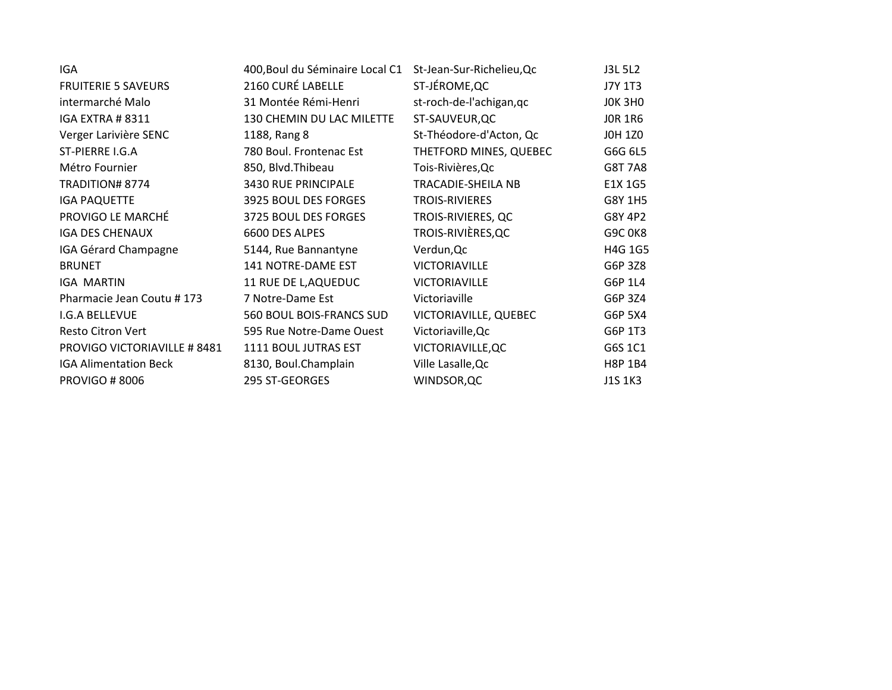| | | | |
|---|---|---|---|
| IGA | 400,Boul du Séminaire Local C1 | St-Jean-Sur-Richelieu,Qc | J3L 5L2 |
| FRUITERIE 5 SAVEURS | 2160 CURÉ LABELLE | ST-JÉROME,QC | J7Y 1T3 |
| intermarché Malo | 31 Montée Rémi-Henri | st-roch-de-l'achigan,qc | J0K 3H0 |
| IGA EXTRA # 8311 | 130 CHEMIN DU LAC MILETTE | ST-SAUVEUR,QC | J0R 1R6 |
| Verger Larivière SENC | 1188, Rang 8 | St-Théodore-d'Acton, Qc | J0H 1Z0 |
| ST-PIERRE I.G.A | 780 Boul. Frontenac Est | THETFORD MINES, QUEBEC | G6G 6L5 |
| Métro Fournier | 850, Blvd.Thibeau | Tois-Rivières,Qc | G8T 7A8 |
| TRADITION# 8774 | 3430 RUE PRINCIPALE | TRACADIE-SHEILA NB | E1X 1G5 |
| IGA PAQUETTE | 3925 BOUL DES FORGES | TROIS-RIVIERES | G8Y 1H5 |
| PROVIGO LE MARCHÉ | 3725 BOUL DES FORGES | TROIS-RIVIERES, QC | G8Y 4P2 |
| IGA DES CHENAUX | 6600 DES ALPES | TROIS-RIVIÈRES,QC | G9C 0K8 |
| IGA Gérard Champagne | 5144, Rue Bannantyne | Verdun,Qc | H4G 1G5 |
| BRUNET | 141 NOTRE-DAME EST | VICTORIAVILLE | G6P 3Z8 |
| IGA MARTIN | 11 RUE DE L,AQUEDUC | VICTORIAVILLE | G6P 1L4 |
| Pharmacie Jean Coutu # 173 | 7 Notre-Dame Est | Victoriaville | G6P 3Z4 |
| I.G.A BELLEVUE | 560 BOUL BOIS-FRANCS SUD | VICTORIAVILLE, QUEBEC | G6P 5X4 |
| Resto Citron Vert | 595 Rue Notre-Dame Ouest | Victoriaville,Qc | G6P 1T3 |
| PROVIGO VICTORIAVILLE # 8481 | 1111 BOUL JUTRAS EST | VICTORIAVILLE,QC | G6S 1C1 |
| IGA Alimentation Beck | 8130, Boul.Champlain | Ville Lasalle,Qc | H8P 1B4 |
| PROVIGO # 8006 | 295 ST-GEORGES | WINDSOR,QC | J1S 1K3 |